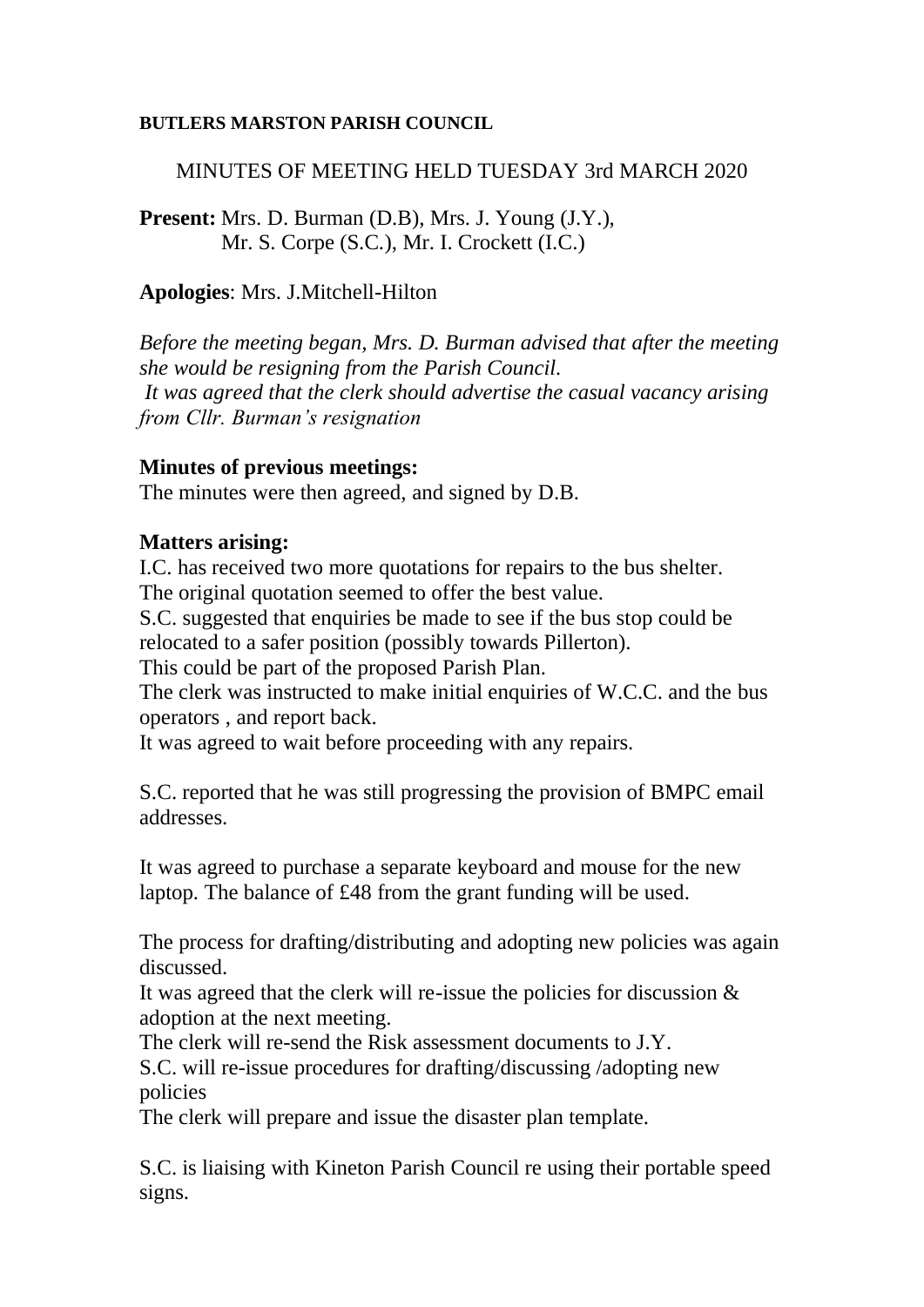**BUTLERS MARSTON PARISH COUNCIL**

MINUTES OF MEETING HELD TUESDAY 3rd MARCH 2020

**Present:** Mrs. D. Burman (D.B), Mrs. J. Young (J.Y.),
Mr. S. Corpe (S.C.), Mr. I. Crockett (I.C.)

**Apologies**: Mrs. J.Mitchell-Hilton

*Before the meeting began, Mrs. D. Burman advised that after the meeting she would be resigning from the Parish Council.*
*It was agreed that the clerk should advertise the casual vacancy arising from Cllr. Burman's resignation*

**Minutes of previous meetings:**
The minutes were then agreed, and signed by D.B.

**Matters arising:**
I.C. has received two more quotations for repairs to the bus shelter.
The original quotation seemed to offer the best value.
S.C. suggested that enquiries be made to see if the bus stop could be relocated to a safer position (possibly towards Pillerton).
This could be part of the proposed Parish Plan.
The clerk was instructed to make initial enquiries of W.C.C. and the bus operators , and report back.
It was agreed to wait before proceeding with any repairs.

S.C. reported that he was still progressing the provision of BMPC email addresses.

It was agreed to purchase a separate keyboard and mouse for the new laptop. The balance of £48 from the grant funding will be used.

The process for drafting/distributing and adopting new policies was again discussed.
It was agreed that the clerk will re-issue the policies for discussion & adoption at the next meeting.
The clerk will re-send the Risk assessment documents to J.Y.
S.C. will re-issue procedures for drafting/discussing /adopting new policies
The clerk will prepare and issue the disaster plan template.

S.C. is liaising with Kineton Parish Council re using their portable speed signs.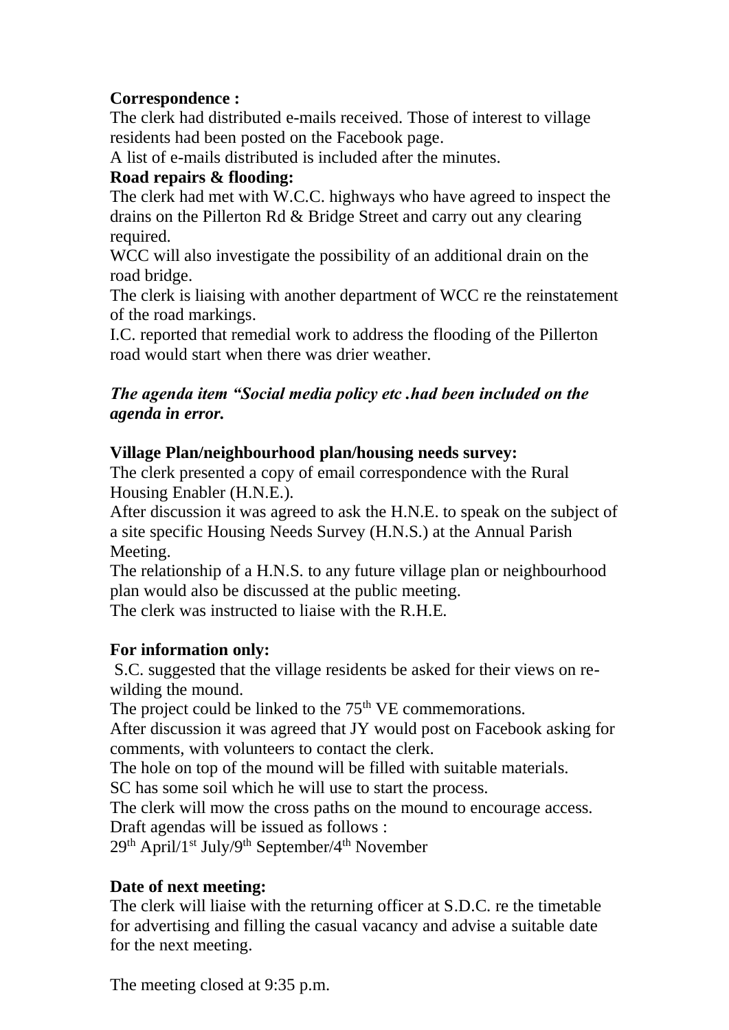**Correspondence :**

The clerk had distributed e-mails received. Those of interest to village residents had been posted on the Facebook page.

A list of e-mails distributed is included after the minutes.

**Road repairs & flooding:**

The clerk had met with W.C.C. highways who have agreed to inspect the drains on the Pillerton Rd & Bridge Street and carry out any clearing required.

WCC will also investigate the possibility of an additional drain on the road bridge.

The clerk is liaising with another department of WCC re the reinstatement of the road markings.

I.C. reported that remedial work to address the flooding of the Pillerton road would start when there was drier weather.

***The agenda item "Social media policy etc .had been included on the agenda in error.***

**Village Plan/neighbourhood plan/housing needs survey:**

The clerk presented a copy of email correspondence with the Rural Housing Enabler (H.N.E.).

After discussion it was agreed to ask the H.N.E. to speak on the subject of a site specific Housing Needs Survey (H.N.S.) at the Annual Parish Meeting.

The relationship of a H.N.S. to any future village plan or neighbourhood plan would also be discussed at the public meeting.

The clerk was instructed to liaise with the R.H.E.

**For information only:**

S.C. suggested that the village residents be asked for their views on re-wilding the mound.

The project could be linked to the 75th VE commemorations.

After discussion it was agreed that JY would post on Facebook asking for comments, with volunteers to contact the clerk.

The hole on top of the mound will be filled with suitable materials.

SC has some soil which he will use to start the process.

The clerk will mow the cross paths on the mound to encourage access.

Draft agendas will be issued as follows :

29th April/1st July/9th September/4th November

**Date of next meeting:**

The clerk will liaise with the returning officer at S.D.C. re the timetable for advertising and filling the casual vacancy and advise a suitable date for the next meeting.

The meeting closed at 9:35 p.m.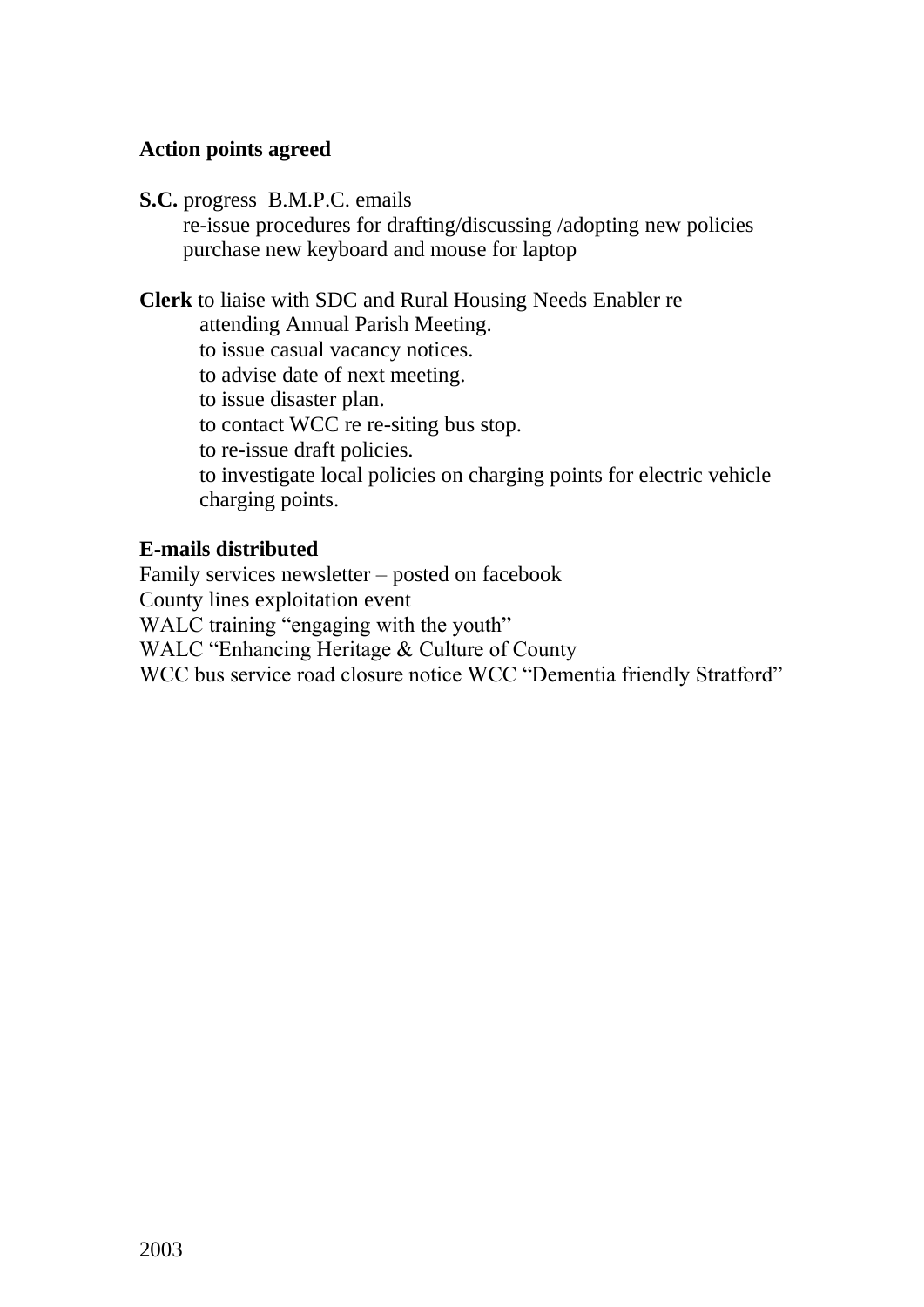**Action points agreed**

**S.C.** progress B.M.P.C. emails
re-issue procedures for drafting/discussing /adopting new policies
purchase new keyboard and mouse for laptop

**Clerk** to liaise with SDC and Rural Housing Needs Enabler re
attending Annual Parish Meeting.
to issue casual vacancy notices.
to advise date of next meeting.
to issue disaster plan.
to contact WCC re re-siting bus stop.
to re-issue draft policies.
to investigate local policies on charging points for electric vehicle charging points.

**E-mails distributed**

Family services newsletter – posted on facebook
County lines exploitation event
WALC training "engaging with the youth"
WALC "Enhancing Heritage & Culture of County
WCC bus service road closure notice WCC "Dementia friendly Stratford"

2003